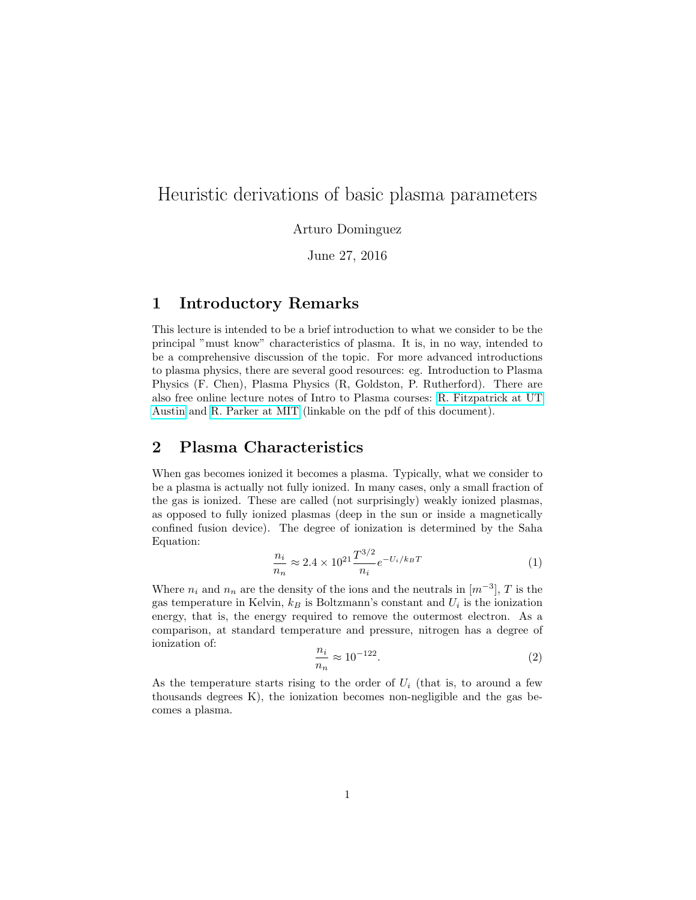# Heuristic derivations of basic plasma parameters

Arturo Dominguez

June 27, 2016

## 1 Introductory Remarks

This lecture is intended to be a brief introduction to what we consider to be the principal "must know" characteristics of plasma. It is, in no way, intended to be a comprehensive discussion of the topic. For more advanced introductions to plasma physics, there are several good resources: eg. Introduction to Plasma Physics (F. Chen), Plasma Physics (R, Goldston, P. Rutherford). There are also free online lecture notes of Intro to Plasma courses: R. Fitzpatrick at UT Austin and R. Parker at MIT (linkable on the pdf of this document).

## 2 Plasma Characteristics

When gas becomes ionized it becomes a plasma. Typically, what we consider to be a plasma is actually not fully ionized. In many cases, only a small fraction of the gas is ionized. These are called (not surprisingly) weakly ionized plasmas, as opposed to fully ionized plasmas (deep in the sun or inside a magnetically confined fusion device). The degree of ionization is determined by the Saha Equation:

$$\frac{n_i}{n_n} \approx 2.4 \times 10^{21} \frac{T^{3/2}}{n_i} e^{-U_i/k_B T} \tag{1}$$

Where $n_i$ and $n_n$ are the density of the ions and the neutrals in $[m^{-3}]$, $T$ is the gas temperature in Kelvin, $k_B$ is Boltzmann's constant and $U_i$ is the ionization energy, that is, the energy required to remove the outermost electron. As a comparison, at standard temperature and pressure, nitrogen has a degree of ionization of:

$$\frac{n_i}{n_n} \approx 10^{-122}. \tag{2}$$

As the temperature starts rising to the order of $U_i$ (that is, to around a few thousands degrees K), the ionization becomes non-negligible and the gas becomes a plasma.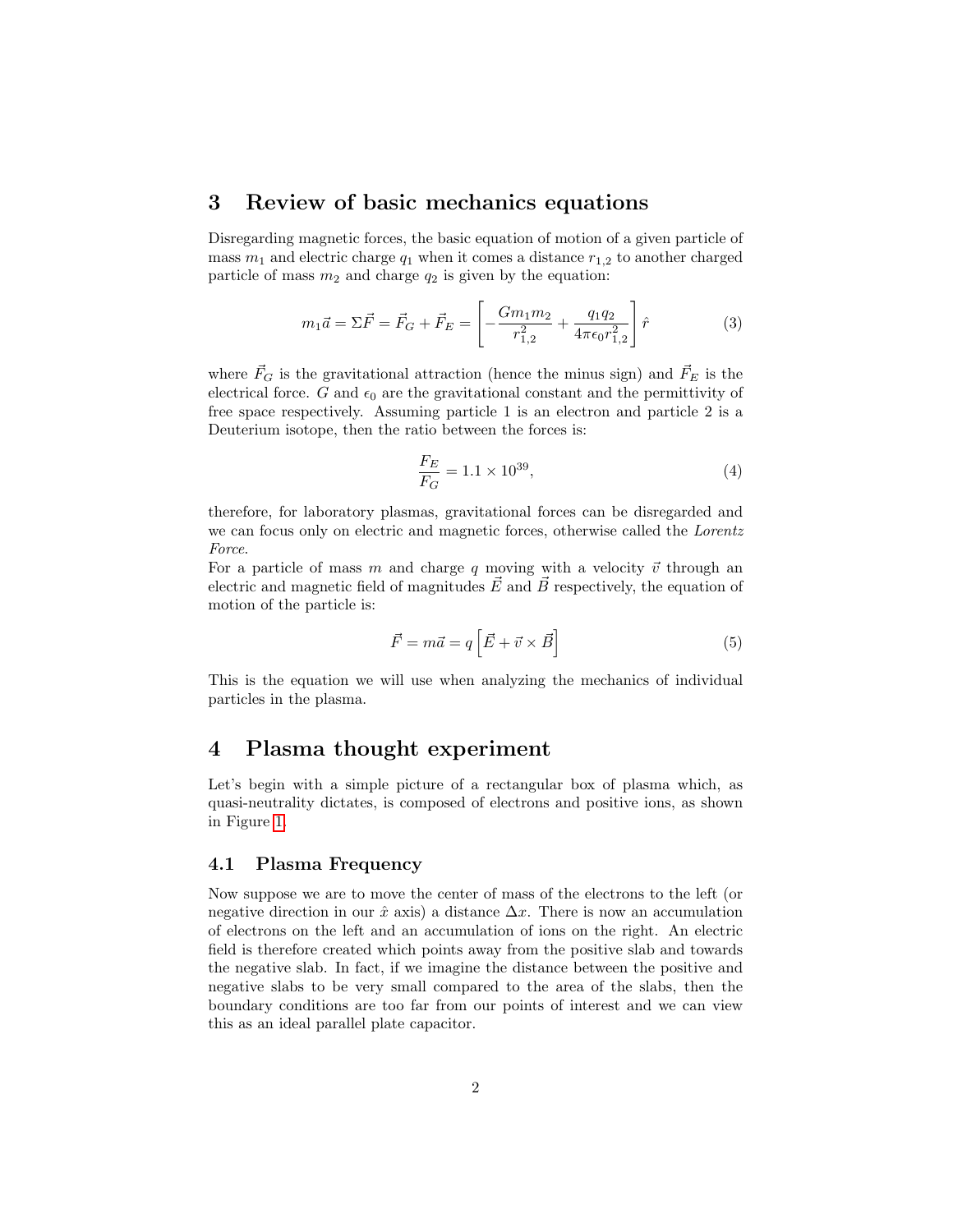## 3 Review of basic mechanics equations

Disregarding magnetic forces, the basic equation of motion of a given particle of mass $m_1$ and electric charge $q_1$ when it comes a distance $r_{1,2}$ to another charged particle of mass $m_2$ and charge $q_2$ is given by the equation:

$$m_1 \vec{a} = \Sigma \vec{F} = \vec{F}_G + \vec{F}_E = \left[ -\frac{G m_1 m_2}{r_{1,2}^2} + \frac{q_1 q_2}{4\pi\epsilon_0 r_{1,2}^2} \right] \hat{r} \tag{3}$$

where $\vec{F}_G$ is the gravitational attraction (hence the minus sign) and $\vec{F}_E$ is the electrical force. $G$ and $\epsilon_0$ are the gravitational constant and the permittivity of free space respectively. Assuming particle 1 is an electron and particle 2 is a Deuterium isotope, then the ratio between the forces is:

$$\frac{F_E}{F_G} = 1.1 \times 10^{39}, \tag{4}$$

therefore, for laboratory plasmas, gravitational forces can be disregarded and we can focus only on electric and magnetic forces, otherwise called the *Lorentz Force*.

For a particle of mass $m$ and charge $q$ moving with a velocity $\vec{v}$ through an electric and magnetic field of magnitudes $\vec{E}$ and $\vec{B}$ respectively, the equation of motion of the particle is:

$$\vec{F} = m\vec{a} = q\left[\vec{E} + \vec{v} \times \vec{B}\right] \tag{5}$$

This is the equation we will use when analyzing the mechanics of individual particles in the plasma.

## 4 Plasma thought experiment

Let's begin with a simple picture of a rectangular box of plasma which, as quasi-neutrality dictates, is composed of electrons and positive ions, as shown in Figure 1.

### 4.1 Plasma Frequency

Now suppose we are to move the center of mass of the electrons to the left (or negative direction in our $\hat{x}$ axis) a distance $\Delta x$. There is now an accumulation of electrons on the left and an accumulation of ions on the right. An electric field is therefore created which points away from the positive slab and towards the negative slab. In fact, if we imagine the distance between the positive and negative slabs to be very small compared to the area of the slabs, then the boundary conditions are too far from our points of interest and we can view this as an ideal parallel plate capacitor.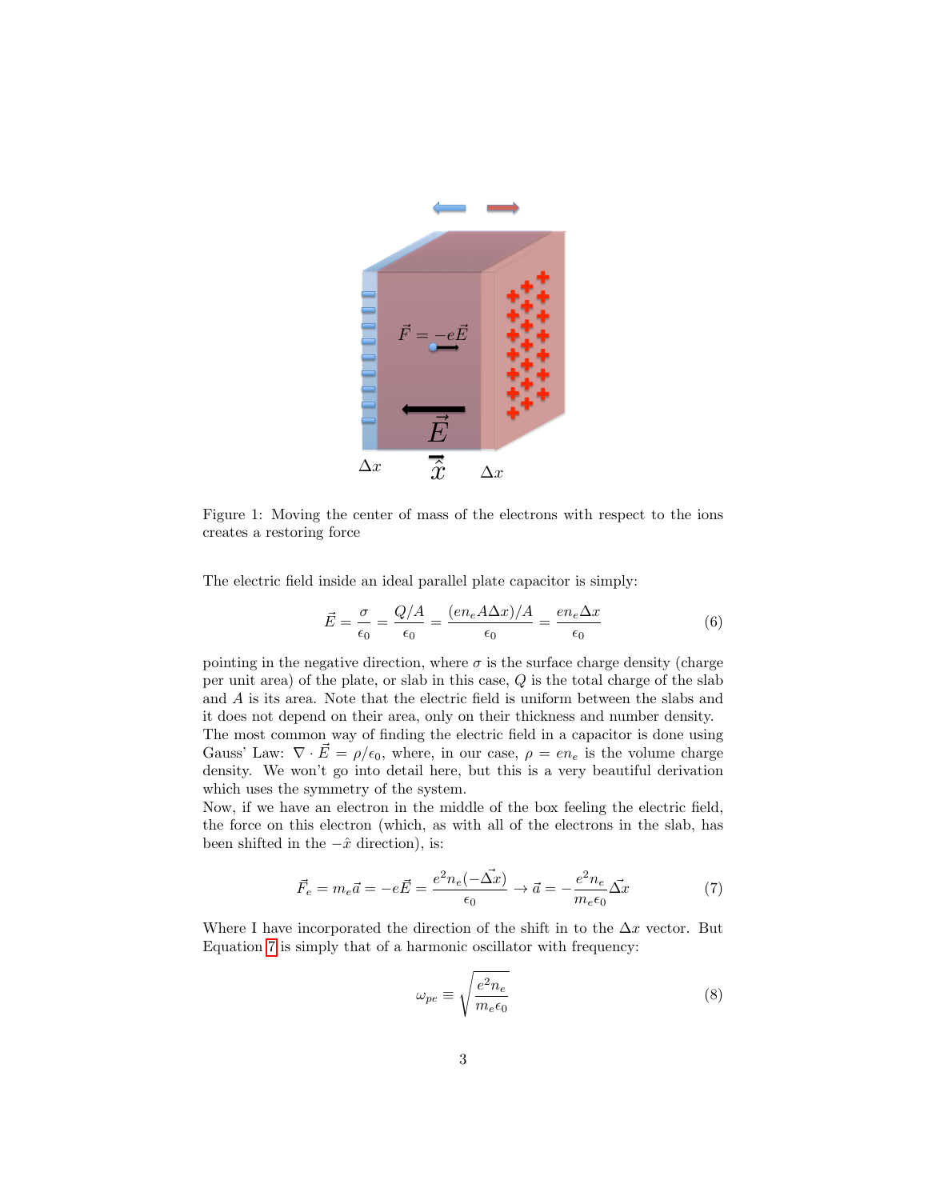Figure 1: Moving the center of mass of the electrons with respect to the ions creates a restoring force

The electric field inside an ideal parallel plate capacitor is simply:

$$\vec{E} = \frac{\sigma}{\epsilon_0} = \frac{Q/A}{\epsilon_0} = \frac{(en_e A\Delta x)/A}{\epsilon_0} = \frac{en_e \Delta x}{\epsilon_0} \tag{6}$$

pointing in the negative direction, where $\sigma$ is the surface charge density (charge per unit area) of the plate, or slab in this case, $Q$ is the total charge of the slab and $A$ is its area. Note that the electric field is uniform between the slabs and it does not depend on their area, only on their thickness and number density. The most common way of finding the electric field in a capacitor is done using Gauss' Law: $\nabla \cdot \vec{E} = \rho/\epsilon_0$, where, in our case, $\rho = en_e$ is the volume charge density. We won't go into detail here, but this is a very beautiful derivation which uses the symmetry of the system.

Now, if we have an electron in the middle of the box feeling the electric field, the force on this electron (which, as with all of the electrons in the slab, has been shifted in the $-\hat{x}$ direction), is:

$$\vec{F}_e = m_e\vec{a} = -e\vec{E} = \frac{e^2 n_e(-\vec{\Delta x})}{\epsilon_0} \rightarrow \vec{a} = -\frac{e^2 n_e}{m_e \epsilon_0}\vec{\Delta x} \tag{7}$$

Where I have incorporated the direction of the shift in to the $\Delta x$ vector. But Equation 7 is simply that of a harmonic oscillator with frequency:

$$\omega_{pe} \equiv \sqrt{\frac{e^2 n_e}{m_e \epsilon_0}} \tag{8}$$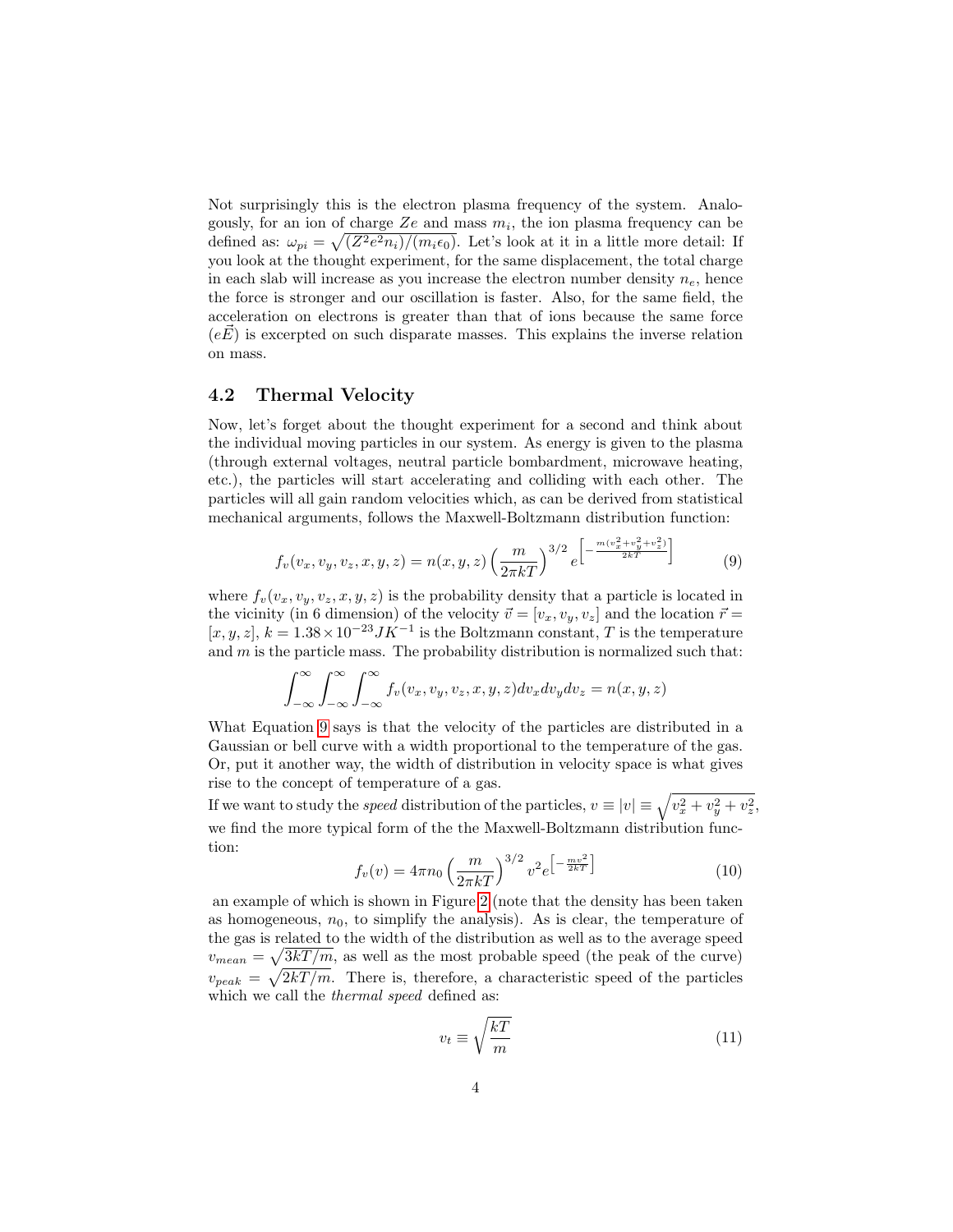Not surprisingly this is the electron plasma frequency of the system. Analogously, for an ion of charge $Ze$ and mass $m_i$, the ion plasma frequency can be defined as: $\omega_{pi} = \sqrt{(Z^2 e^2 n_i)/(m_i \epsilon_0)}$. Let's look at it in a little more detail: If you look at the thought experiment, for the same displacement, the total charge in each slab will increase as you increase the electron number density $n_e$, hence the force is stronger and our oscillation is faster. Also, for the same field, the acceleration on electrons is greater than that of ions because the same force ($e\vec{E}$) is excerpted on such disparate masses. This explains the inverse relation on mass.

### 4.2 Thermal Velocity

Now, let's forget about the thought experiment for a second and think about the individual moving particles in our system. As energy is given to the plasma (through external voltages, neutral particle bombardment, microwave heating, etc.), the particles will start accelerating and colliding with each other. The particles will all gain random velocities which, as can be derived from statistical mechanical arguments, follows the Maxwell-Boltzmann distribution function:

$$f_v(v_x, v_y, v_z, x, y, z) = n(x, y, z) \left(\frac{m}{2\pi kT}\right)^{3/2} e^{\left[-\frac{m(v_x^2+v_y^2+v_z^2)}{2kT}\right]} \tag{9}$$

where $f_v(v_x, v_y, v_z, x, y, z)$ is the probability density that a particle is located in the vicinity (in 6 dimension) of the velocity $\vec{v} = [v_x, v_y, v_z]$ and the location $\vec{r} = [x, y, z]$, $k = 1.38 \times 10^{-23} JK^{-1}$ is the Boltzmann constant, $T$ is the temperature and $m$ is the particle mass. The probability distribution is normalized such that:

$$\int_{-\infty}^{\infty} \int_{-\infty}^{\infty} \int_{-\infty}^{\infty} f_v(v_x, v_y, v_z, x, y, z) dv_x dv_y dv_z = n(x, y, z)$$

What Equation 9 says is that the velocity of the particles are distributed in a Gaussian or bell curve with a width proportional to the temperature of the gas. Or, put it another way, the width of distribution in velocity space is what gives rise to the concept of temperature of a gas.

If we want to study the *speed* distribution of the particles, $v \equiv |v| \equiv \sqrt{v_x^2 + v_y^2 + v_z^2}$, we find the more typical form of the the Maxwell-Boltzmann distribution function:

$$f_v(v) = 4\pi n_0 \left(\frac{m}{2\pi kT}\right)^{3/2} v^2 e^{\left[-\frac{mv^2}{2kT}\right]} \tag{10}$$

an example of which is shown in Figure 2 (note that the density has been taken as homogeneous, $n_0$, to simplify the analysis). As is clear, the temperature of the gas is related to the width of the distribution as well as to the average speed $v_{mean} = \sqrt{3kT/m}$, as well as the most probable speed (the peak of the curve) $v_{peak} = \sqrt{2kT/m}$. There is, therefore, a characteristic speed of the particles which we call the *thermal speed* defined as:

$$v_t \equiv \sqrt{\frac{kT}{m}} \tag{11}$$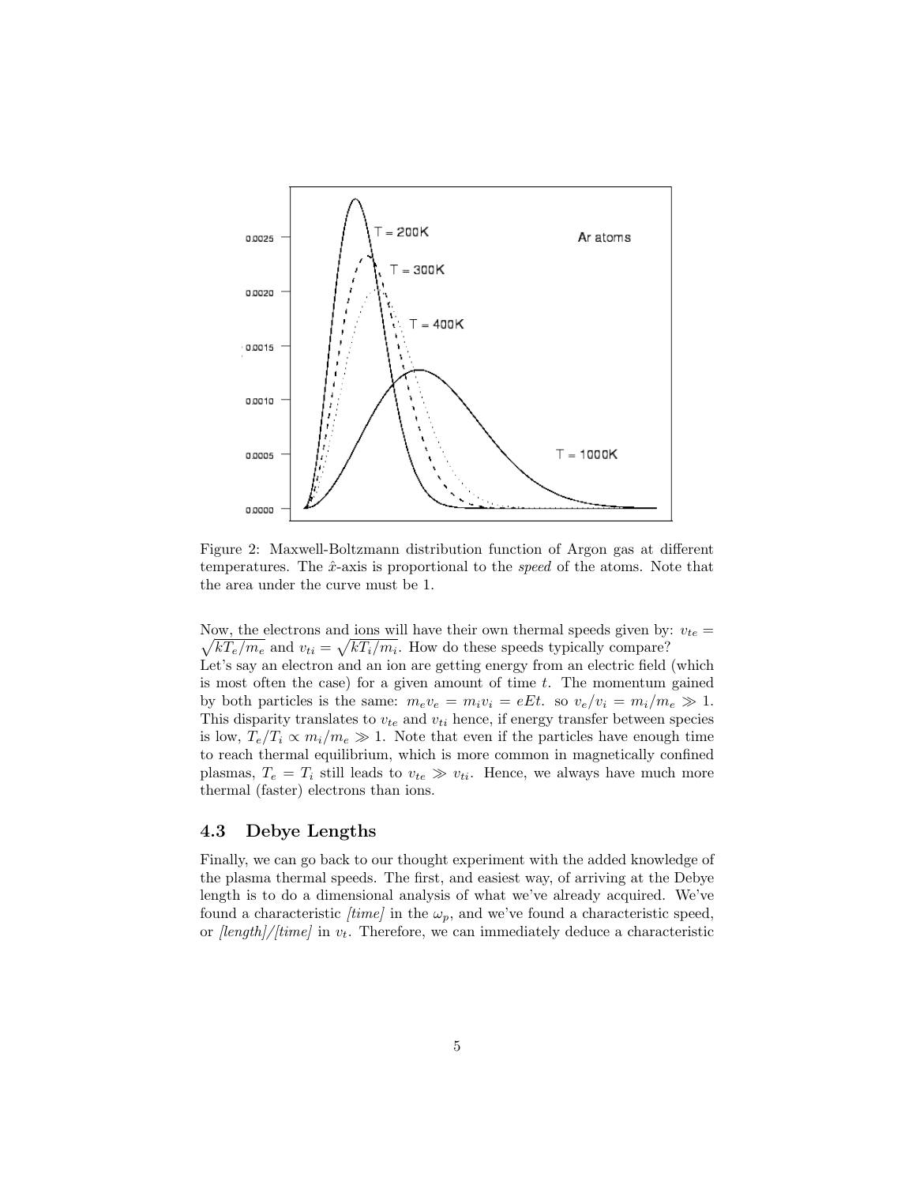Figure 2: Maxwell-Boltzmann distribution function of Argon gas at different temperatures. The $\hat{x}$-axis is proportional to the *speed* of the atoms. Note that the area under the curve must be 1.

Now, the electrons and ions will have their own thermal speeds given by: $v_{te} = \sqrt{kT_e/m_e}$ and $v_{ti} = \sqrt{kT_i/m_i}$. How do these speeds typically compare?
Let's say an electron and an ion are getting energy from an electric field (which is most often the case) for a given amount of time $t$. The momentum gained by both particles is the same: $m_e v_e = m_i v_i = eEt$. so $v_e/v_i = m_i/m_e \gg 1$. This disparity translates to $v_{te}$ and $v_{ti}$ hence, if energy transfer between species is low, $T_e/T_i \propto m_i/m_e \gg 1$. Note that even if the particles have enough time to reach thermal equilibrium, which is more common in magnetically confined plasmas, $T_e = T_i$ still leads to $v_{te} \gg v_{ti}$. Hence, we always have much more thermal (faster) electrons than ions.

## 4.3 Debye Lengths

Finally, we can go back to our thought experiment with the added knowledge of the plasma thermal speeds. The first, and easiest way, of arriving at the Debye length is to do a dimensional analysis of what we've already acquired. We've found a characteristic *[time]* in the $\omega_p$, and we've found a characteristic speed, or *[length]/[time]* in $v_t$. Therefore, we can immediately deduce a characteristic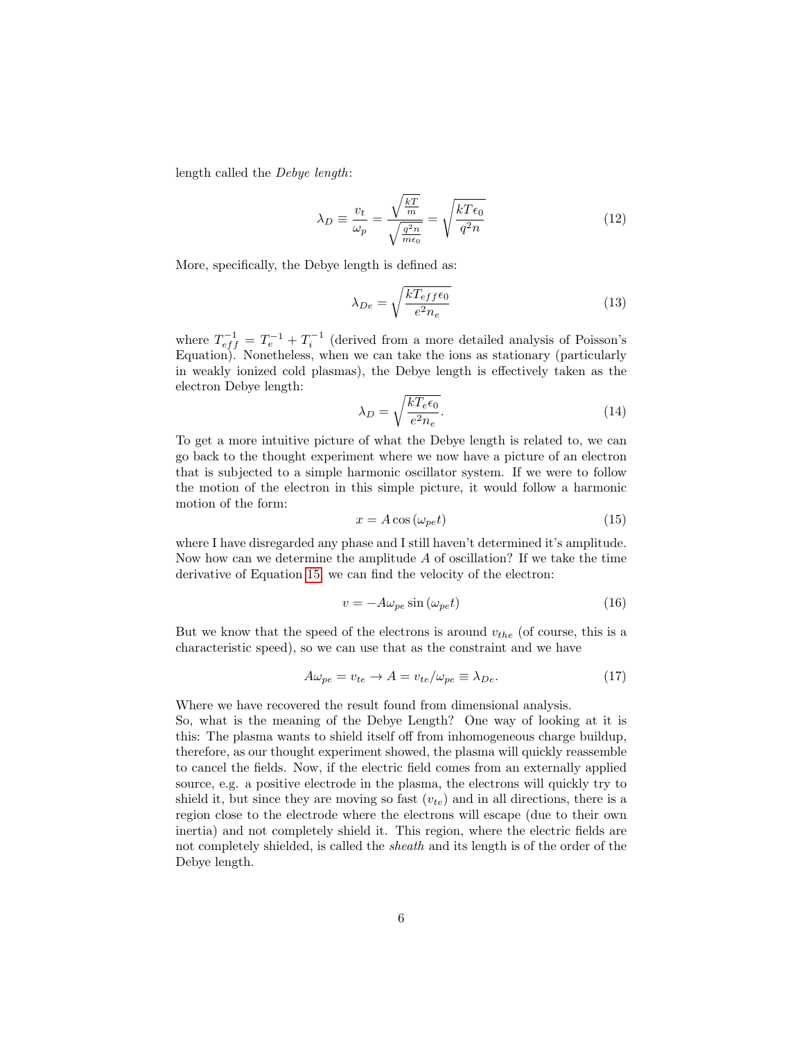length called the *Debye length*:

$$\lambda_D \equiv \frac{v_t}{\omega_p} = \frac{\sqrt{\frac{kT}{m}}}{\sqrt{\frac{q^2 n}{m\epsilon_0}}} = \sqrt{\frac{kT\epsilon_0}{q^2 n}} \tag{12}$$

More, specifically, the Debye length is defined as:

$$\lambda_{De} = \sqrt{\frac{kT_{eff}\epsilon_0}{e^2 n_e}} \tag{13}$$

where $T_{eff}^{-1} = T_e^{-1} + T_i^{-1}$ (derived from a more detailed analysis of Poisson's Equation). Nonetheless, when we can take the ions as stationary (particularly in weakly ionized cold plasmas), the Debye length is effectively taken as the electron Debye length:

$$\lambda_D = \sqrt{\frac{kT_e\epsilon_0}{e^2 n_e}}. \tag{14}$$

To get a more intuitive picture of what the Debye length is related to, we can go back to the thought experiment where we now have a picture of an electron that is subjected to a simple harmonic oscillator system. If we were to follow the motion of the electron in this simple picture, it would follow a harmonic motion of the form:

$$x = A\cos(\omega_{pe} t) \tag{15}$$

where I have disregarded any phase and I still haven't determined it's amplitude. Now how can we determine the amplitude $A$ of oscillation? If we take the time derivative of Equation 15, we can find the velocity of the electron:

$$v = -A\omega_{pe}\sin(\omega_{pe} t) \tag{16}$$

But we know that the speed of the electrons is around $v_{the}$ (of course, this is a characteristic speed), so we can use that as the constraint and we have

$$A\omega_{pe} = v_{te} \rightarrow A = v_{te}/\omega_{pe} \equiv \lambda_{De}. \tag{17}$$

Where we have recovered the result found from dimensional analysis.

So, what is the meaning of the Debye Length? One way of looking at it is this: The plasma wants to shield itself off from inhomogeneous charge buildup, therefore, as our thought experiment showed, the plasma will quickly reassemble to cancel the fields. Now, if the electric field comes from an externally applied source, e.g. a positive electrode in the plasma, the electrons will quickly try to shield it, but since they are moving so fast ($v_{te}$) and in all directions, there is a region close to the electrode where the electrons will escape (due to their own inertia) and not completely shield it. This region, where the electric fields are not completely shielded, is called the *sheath* and its length is of the order of the Debye length.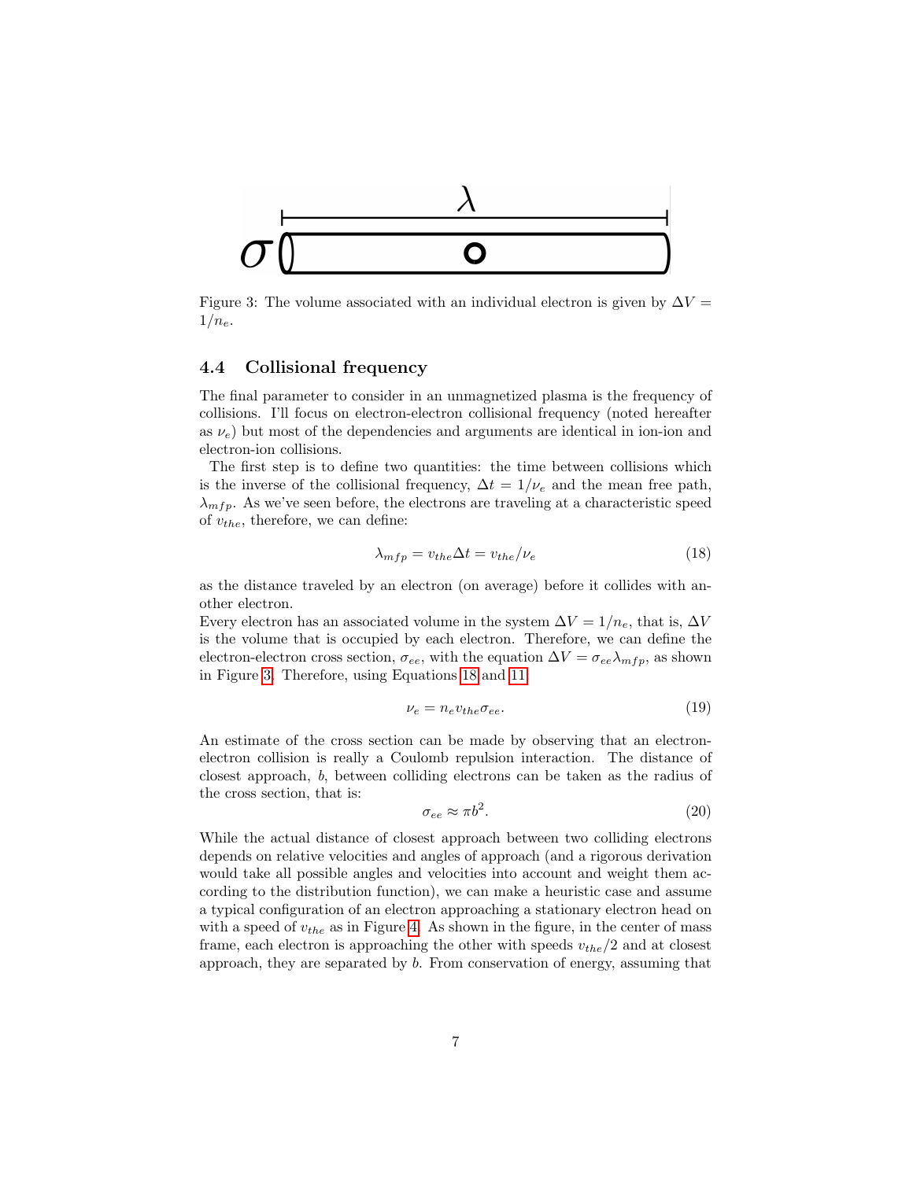Figure 3: The volume associated with an individual electron is given by $\Delta V = 1/n_e$.

### 4.4 Collisional frequency

The final parameter to consider in an unmagnetized plasma is the frequency of collisions. I'll focus on electron-electron collisional frequency (noted hereafter as $\nu_e$) but most of the dependencies and arguments are identical in ion-ion and electron-ion collisions.

The first step is to define two quantities: the time between collisions which is the inverse of the collisional frequency, $\Delta t = 1/\nu_e$ and the mean free path, $\lambda_{mfp}$. As we've seen before, the electrons are traveling at a characteristic speed of $v_{the}$, therefore, we can define:

$$\lambda_{mfp} = v_{the}\Delta t = v_{the}/\nu_e \tag{18}$$

as the distance traveled by an electron (on average) before it collides with another electron.

Every electron has an associated volume in the system $\Delta V = 1/n_e$, that is, $\Delta V$ is the volume that is occupied by each electron. Therefore, we can define the electron-electron cross section, $\sigma_{ee}$, with the equation $\Delta V = \sigma_{ee}\lambda_{mfp}$, as shown in Figure 3. Therefore, using Equations 18 and 11

$$\nu_e = n_e v_{the}\sigma_{ee}. \tag{19}$$

An estimate of the cross section can be made by observing that an electron-electron collision is really a Coulomb repulsion interaction. The distance of closest approach, $b$, between colliding electrons can be taken as the radius of the cross section, that is:

$$\sigma_{ee} \approx \pi b^2. \tag{20}$$

While the actual distance of closest approach between two colliding electrons depends on relative velocities and angles of approach (and a rigorous derivation would take all possible angles and velocities into account and weight them according to the distribution function), we can make a heuristic case and assume a typical configuration of an electron approaching a stationary electron head on with a speed of $v_{the}$ as in Figure 4. As shown in the figure, in the center of mass frame, each electron is approaching the other with speeds $v_{the}/2$ and at closest approach, they are separated by $b$. From conservation of energy, assuming that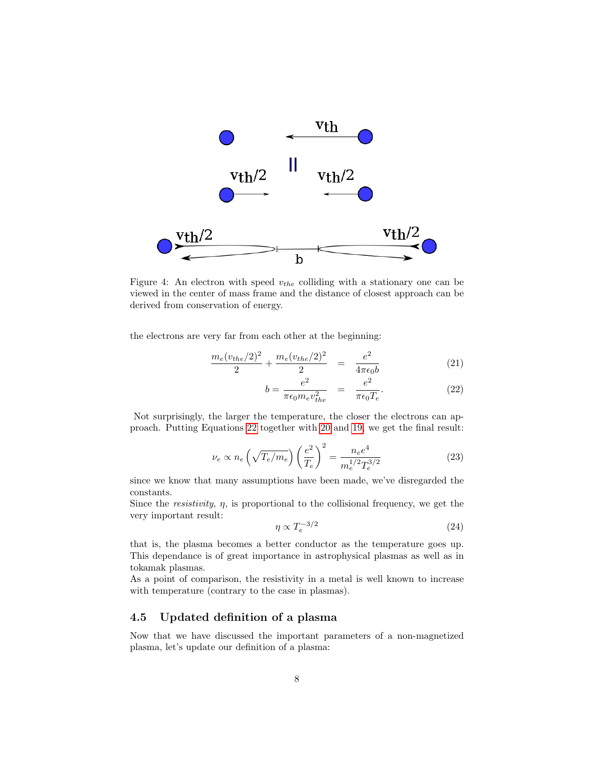Figure 4: An electron with speed $v_{the}$ colliding with a stationary one can be viewed in the center of mass frame and the distance of closest approach can be derived from conservation of energy.

the electrons are very far from each other at the beginning:

$$\frac{m_e(v_{the}/2)^2}{2} + \frac{m_e(v_{the}/2)^2}{2} = \frac{e^2}{4\pi\epsilon_0 b} \tag{21}$$

$$b = \frac{e^2}{\pi\epsilon_0 m_e v_{the}^2} = \frac{e^2}{\pi\epsilon_0 T_e}. \tag{22}$$

Not surprisingly, the larger the temperature, the closer the electrons can approach. Putting Equations 22 together with 20 and 19, we get the final result:

$$\nu_e \propto n_e \left(\sqrt{T_e/m_e}\right)\left(\frac{e^2}{T_e}\right)^2 = \frac{n_e e^4}{m_e^{1/2} T_e^{3/2}} \tag{23}$$

since we know that many assumptions have been made, we've disregarded the constants.
Since the *resistivity*, $\eta$, is proportional to the collisional frequency, we get the very important result:

$$\eta \propto T_e^{-3/2} \tag{24}$$

that is, the plasma becomes a better conductor as the temperature goes up. This dependance is of great importance in astrophysical plasmas as well as in tokamak plasmas.
As a point of comparison, the resistivity in a metal is well known to increase with temperature (contrary to the case in plasmas).

## 4.5 Updated definition of a plasma

Now that we have discussed the important parameters of a non-magnetized plasma, let's update our definition of a plasma: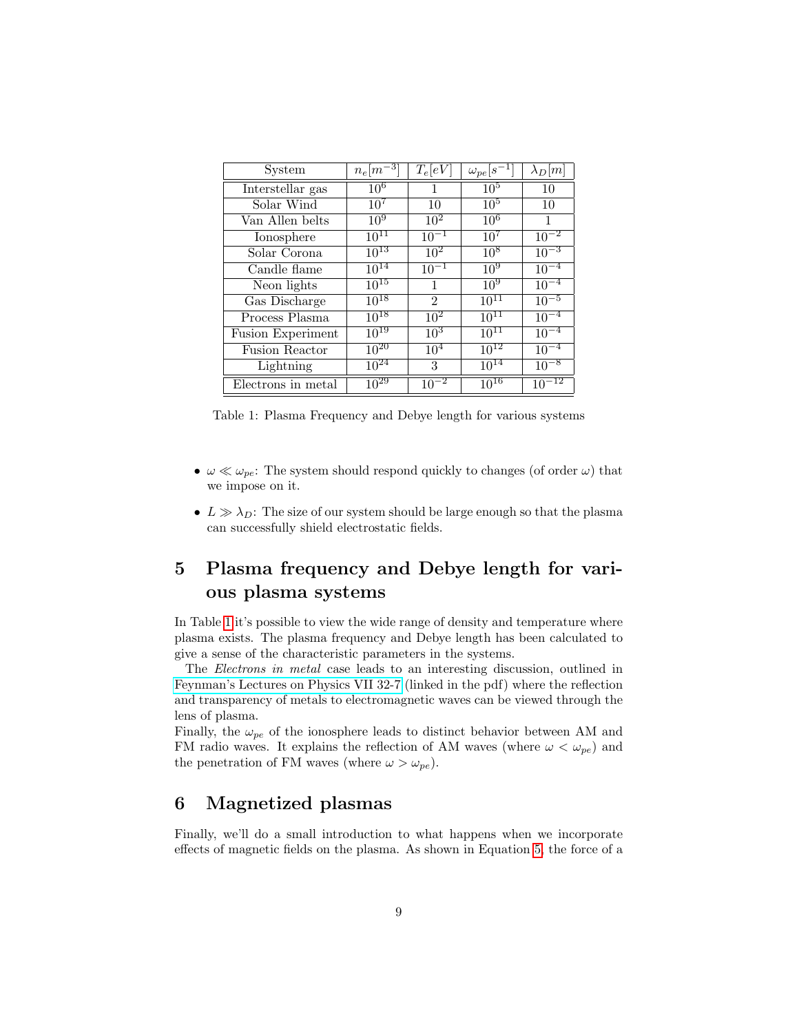| System | $n_e[m^{-3}]$ | $T_e[eV]$ | $\omega_{pe}[s^{-1}]$ | $\lambda_D[m]$ |
|---|---|---|---|---|
| Interstellar gas | $10^6$ | 1 | $10^5$ | 10 |
| Solar Wind | $10^7$ | 10 | $10^5$ | 10 |
| Van Allen belts | $10^9$ | $10^2$ | $10^6$ | 1 |
| Ionosphere | $10^{11}$ | $10^{-1}$ | $10^7$ | $10^{-2}$ |
| Solar Corona | $10^{13}$ | $10^2$ | $10^8$ | $10^{-3}$ |
| Candle flame | $10^{14}$ | $10^{-1}$ | $10^9$ | $10^{-4}$ |
| Neon lights | $10^{15}$ | 1 | $10^9$ | $10^{-4}$ |
| Gas Discharge | $10^{18}$ | 2 | $10^{11}$ | $10^{-5}$ |
| Process Plasma | $10^{18}$ | $10^2$ | $10^{11}$ | $10^{-4}$ |
| Fusion Experiment | $10^{19}$ | $10^3$ | $10^{11}$ | $10^{-4}$ |
| Fusion Reactor | $10^{20}$ | $10^4$ | $10^{12}$ | $10^{-4}$ |
| Lightning | $10^{24}$ | 3 | $10^{14}$ | $10^{-8}$ |
| Electrons in metal | $10^{29}$ | $10^{-2}$ | $10^{16}$ | $10^{-12}$ |

Table 1: Plasma Frequency and Debye length for various systems

- $\omega \ll \omega_{pe}$: The system should respond quickly to changes (of order $\omega$) that we impose on it.
- $L \gg \lambda_D$: The size of our system should be large enough so that the plasma can successfully shield electrostatic fields.

## 5 Plasma frequency and Debye length for various plasma systems

In Table 1 it's possible to view the wide range of density and temperature where plasma exists. The plasma frequency and Debye length has been calculated to give a sense of the characteristic parameters in the systems.

The *Electrons in metal* case leads to an interesting discussion, outlined in Feynman's Lectures on Physics VII 32-7 (linked in the pdf) where the reflection and transparency of metals to electromagnetic waves can be viewed through the lens of plasma.

Finally, the $\omega_{pe}$ of the ionosphere leads to distinct behavior between AM and FM radio waves. It explains the reflection of AM waves (where $\omega < \omega_{pe}$) and the penetration of FM waves (where $\omega > \omega_{pe}$).

## 6 Magnetized plasmas

Finally, we'll do a small introduction to what happens when we incorporate effects of magnetic fields on the plasma. As shown in Equation 5, the force of a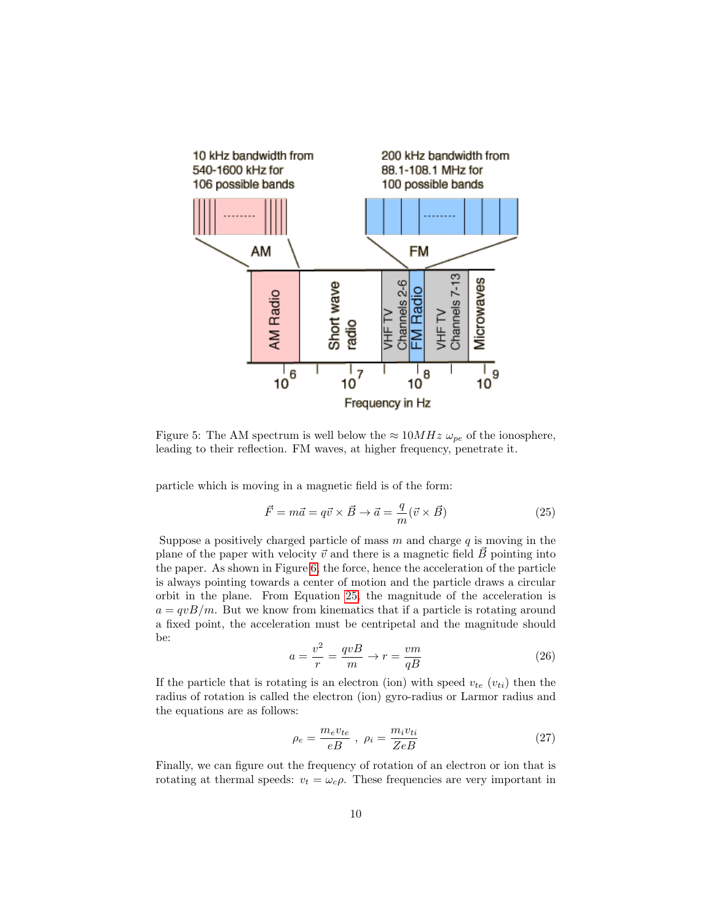Figure 5: The AM spectrum is well below the $\approx 10MHz$ $\omega_{pe}$ of the ionosphere, leading to their reflection. FM waves, at higher frequency, penetrate it.

particle which is moving in a magnetic field is of the form:

$$\vec{F} = m\vec{a} = q\vec{v} \times \vec{B} \rightarrow \vec{a} = \frac{q}{m}(\vec{v} \times \vec{B}) \tag{25}$$

Suppose a positively charged particle of mass $m$ and charge $q$ is moving in the plane of the paper with velocity $\vec{v}$ and there is a magnetic field $\vec{B}$ pointing into the paper. As shown in Figure 6, the force, hence the acceleration of the particle is always pointing towards a center of motion and the particle draws a circular orbit in the plane. From Equation 25, the magnitude of the acceleration is $a = qvB/m$. But we know from kinematics that if a particle is rotating around a fixed point, the acceleration must be centripetal and the magnitude should be:

$$a = \frac{v^2}{r} = \frac{qvB}{m} \rightarrow r = \frac{vm}{qB} \tag{26}$$

If the particle that is rotating is an electron (ion) with speed $v_{te}$ ($v_{ti}$) then the radius of rotation is called the electron (ion) gyro-radius or Larmor radius and the equations are as follows:

$$\rho_e = \frac{m_e v_{te}}{eB} \ , \ \rho_i = \frac{m_i v_{ti}}{ZeB} \tag{27}$$

Finally, we can figure out the frequency of rotation of an electron or ion that is rotating at thermal speeds: $v_t = \omega_c \rho$. These frequencies are very important in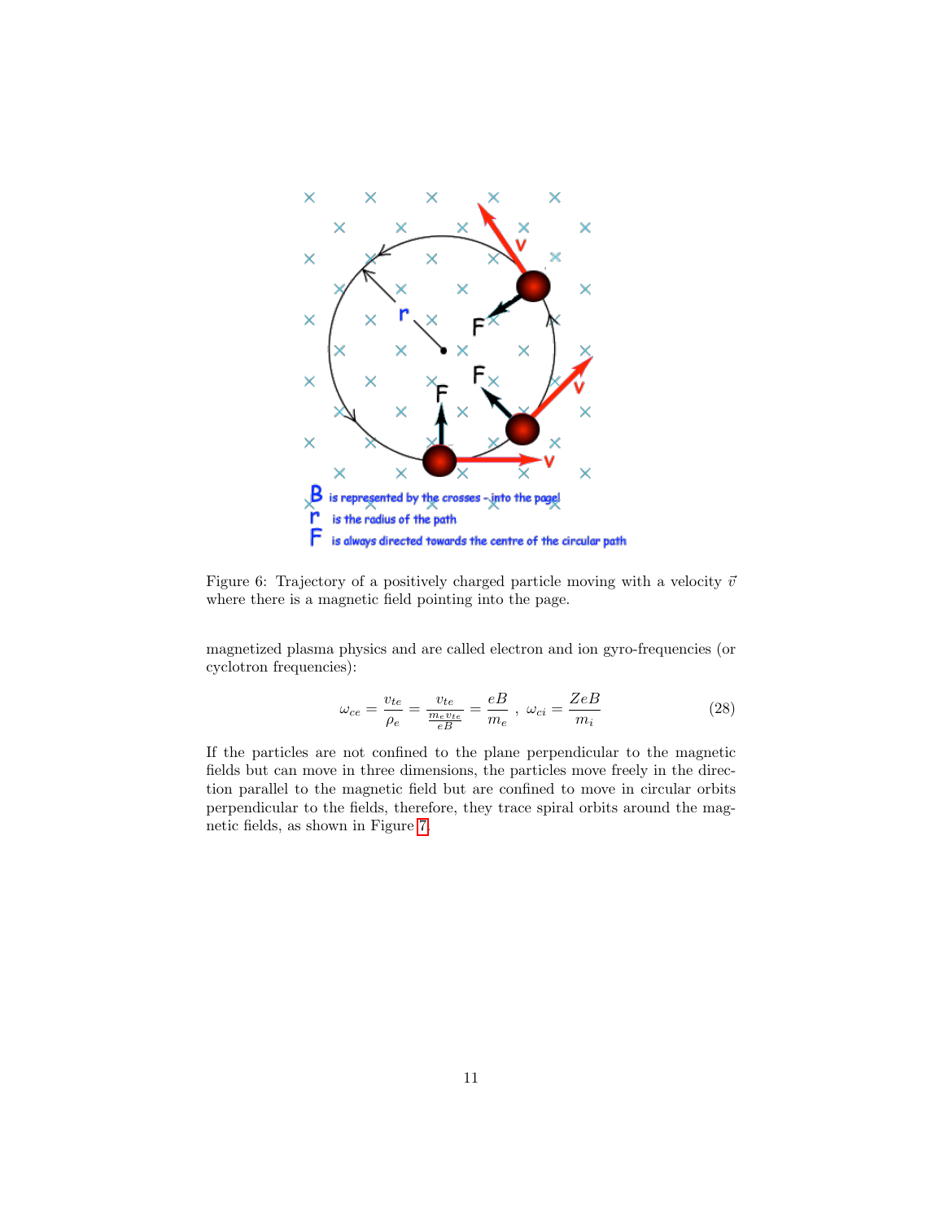Figure 6: Trajectory of a positively charged particle moving with a velocity $\vec{v}$ where there is a magnetic field pointing into the page.

magnetized plasma physics and are called electron and ion gyro-frequencies (or cyclotron frequencies):

$$\omega_{ce} = \frac{v_{te}}{\rho_e} = \frac{v_{te}}{\frac{m_e v_{te}}{eB}} = \frac{eB}{m_e} \; , \; \omega_{ci} = \frac{ZeB}{m_i} \tag{28}$$

If the particles are not confined to the plane perpendicular to the magnetic fields but can move in three dimensions, the particles move freely in the direction parallel to the magnetic field but are confined to move in circular orbits perpendicular to the fields, therefore, they trace spiral orbits around the magnetic fields, as shown in Figure 7.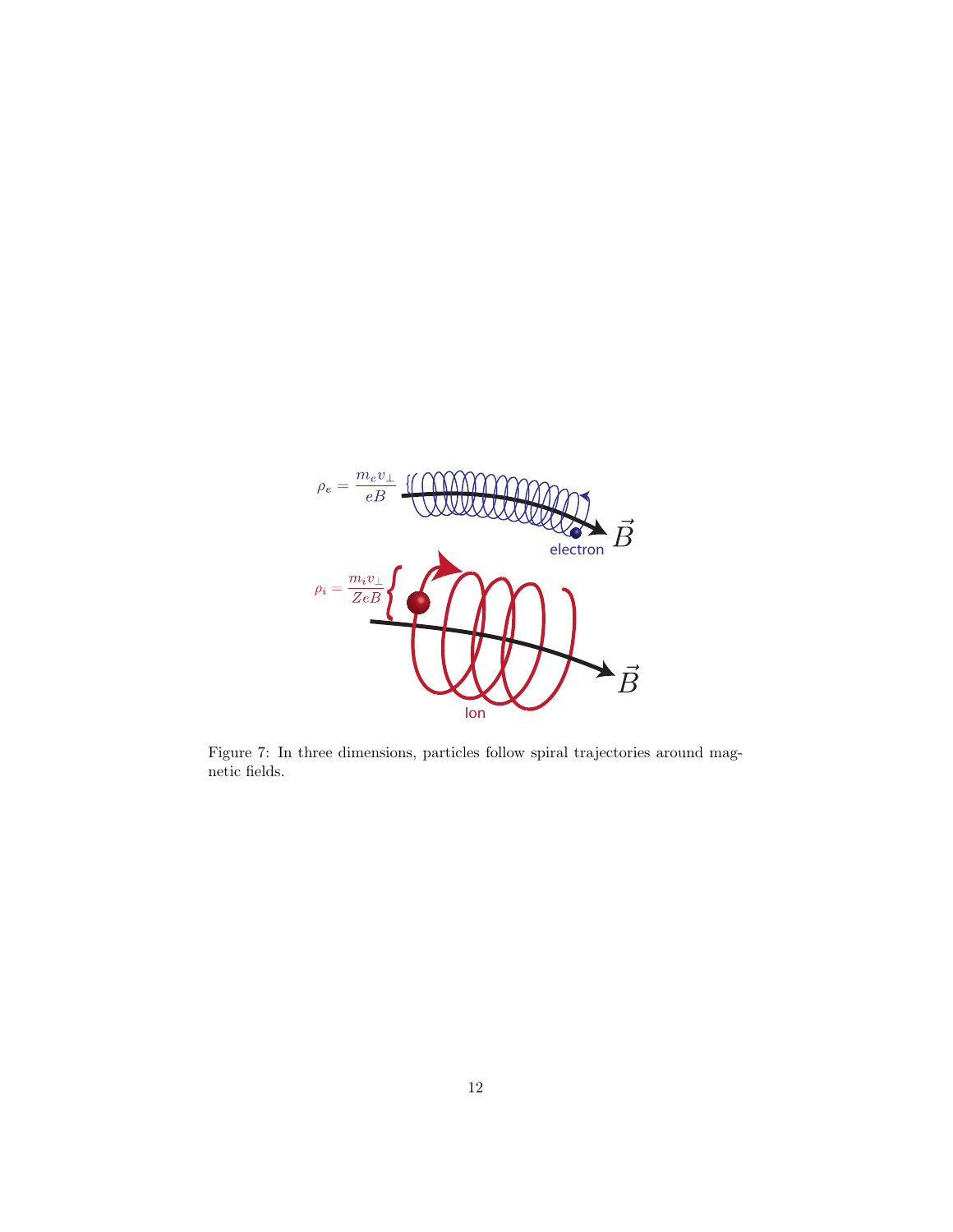$\rho_e = \frac{m_e v_\perp}{eB}$

electron

$\vec{B}$

$\rho_i = \frac{m_i v_\perp}{ZeB}$

Ion

$\vec{B}$

Figure 7: In three dimensions, particles follow spiral trajectories around magnetic fields.